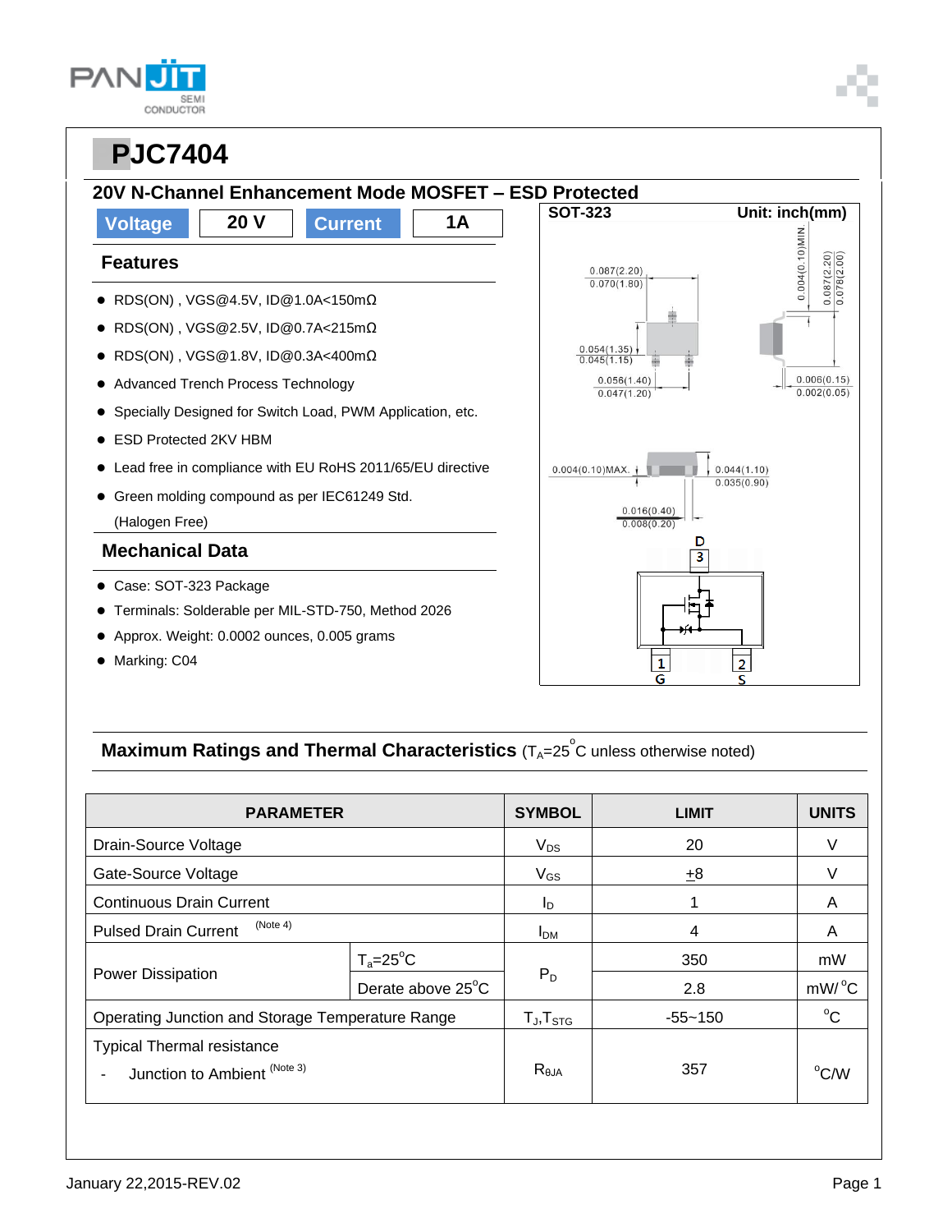# PJC7404

## 20V N-Channel Enhancement Mode MOSFET – ESD Protected

| Voltage | 20 V | Current | 1A |
|---|---|---|---|

### Features

- RDS(ON) , VGS@4.5V, ID@1.0A<150mΩ
- RDS(ON) , VGS@2.5V, ID@0.7A<215mΩ
- RDS(ON) , VGS@1.8V, ID@0.3A<400mΩ
- Advanced Trench Process Technology
- Specially Designed for Switch Load, PWM Application, etc.
- ESD Protected 2KV HBM
- Lead free in compliance with EU RoHS 2011/65/EU directive
- Green molding compound as per IEC61249 Std. (Halogen Free)

### Mechanical Data

- Case: SOT-323 Package
- Terminals: Solderable per MIL-STD-750, Method 2026
- Approx. Weight: 0.0002 ounces, 0.005 grams
- Marking: C04

SOT-323 Unit: inch(mm)

0.087(2.20) 0.070(1.80)
0.054(1.35) 0.045(1.15)
0.056(1.40) 0.047(1.20)
0.004(0.10)MIN.
0.087(2.20) 0.078(2.00)
0.006(0.15) 0.002(0.05)
0.004(0.10)MAX.
0.044(1.10) 0.035(0.90)
0.016(0.40) 0.008(0.20)

D 3
1 G
2 S

## Maximum Ratings and Thermal Characteristics ($T_A$=25°C unless otherwise noted)

| PARAMETER | | SYMBOL | LIMIT | UNITS |
|---|---|---|---|---|
| Drain-Source Voltage | | $V_{DS}$ | 20 | V |
| Gate-Source Voltage | | $V_{GS}$ | ±8 | V |
| Continuous Drain Current | | $I_D$ | 1 | A |
| Pulsed Drain Current (Note 4) | | $I_{DM}$ | 4 | A |
| Power Dissipation | $T_a$=25°C | $P_D$ | 350 | mW |
| | Derate above 25°C | | 2.8 | mW/°C |
| Operating Junction and Storage Temperature Range | | $T_J$,$T_{STG}$ | -55~150 | °C |
| Typical Thermal resistance - Junction to Ambient (Note 3) | | $R_{\theta JA}$ | 357 | °C/W |

January 22,2015-REV.02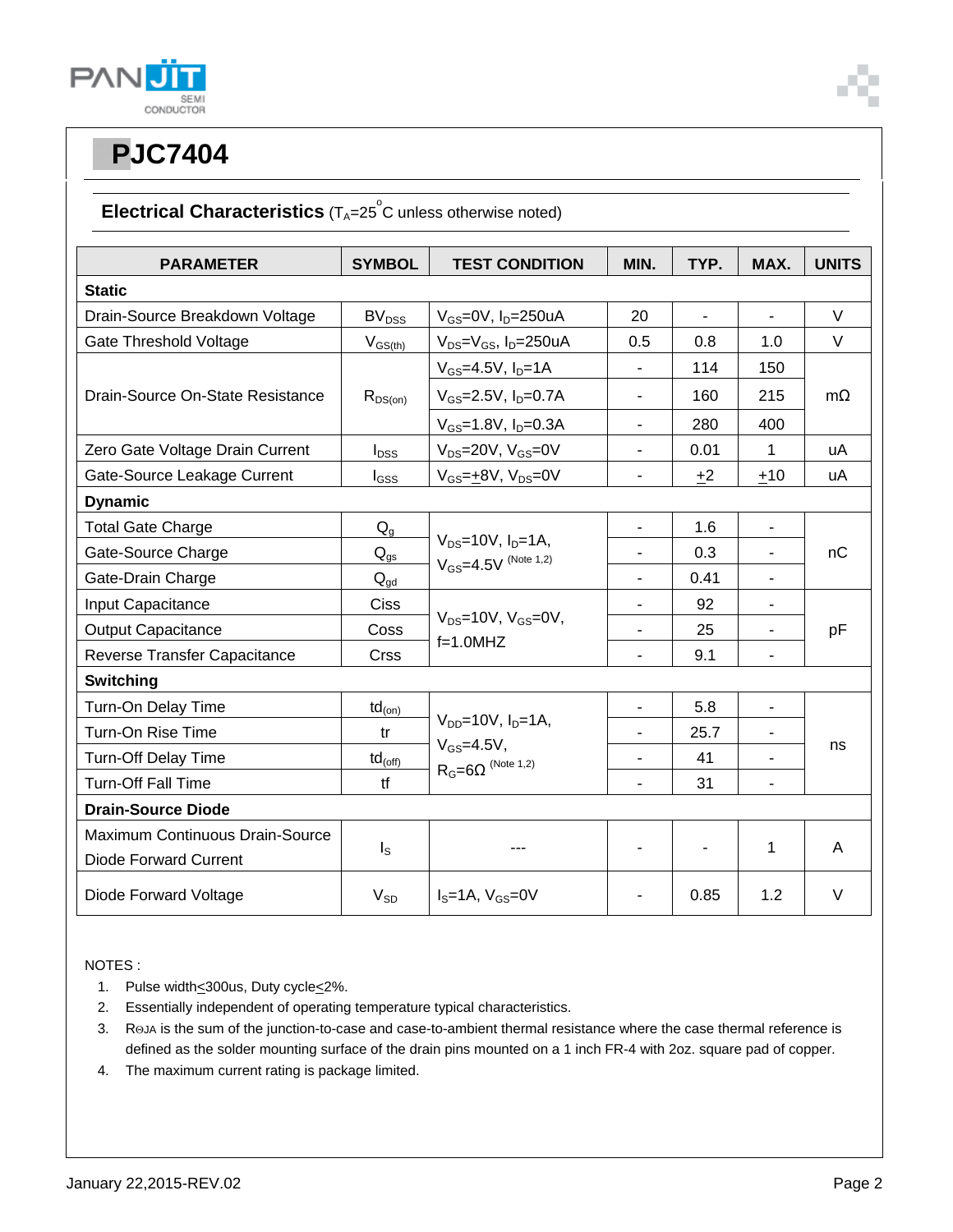# PJC7404

## Electrical Characteristics ($T_A$=25°C unless otherwise noted)

| PARAMETER | SYMBOL | TEST CONDITION | MIN. | TYP. | MAX. | UNITS |
|---|---|---|---|---|---|---|
| **Static** | | | | | | |
| Drain-Source Breakdown Voltage | $BV_{DSS}$ | $V_{GS}$=0V, $I_D$=250uA | 20 | - | - | V |
| Gate Threshold Voltage | $V_{GS(th)}$ | $V_{DS}$=$V_{GS}$, $I_D$=250uA | 0.5 | 0.8 | 1.0 | V |
| Drain-Source On-State Resistance | $R_{DS(on)}$ | $V_{GS}$=4.5V, $I_D$=1A | - | 114 | 150 | mΩ |
| | | $V_{GS}$=2.5V, $I_D$=0.7A | - | 160 | 215 | |
| | | $V_{GS}$=1.8V, $I_D$=0.3A | - | 280 | 400 | |
| Zero Gate Voltage Drain Current | $I_{DSS}$ | $V_{DS}$=20V, $V_{GS}$=0V | - | 0.01 | 1 | uA |
| Gate-Source Leakage Current | $I_{GSS}$ | $V_{GS}$=±8V, $V_{DS}$=0V | - | ±2 | ±10 | uA |
| **Dynamic** | | | | | | |
| Total Gate Charge | $Q_g$ | $V_{DS}$=10V, $I_D$=1A, $V_{GS}$=4.5V (Note 1,2) | - | 1.6 | - | nC |
| Gate-Source Charge | $Q_{gs}$ | | - | 0.3 | - | |
| Gate-Drain Charge | $Q_{gd}$ | | - | 0.41 | - | |
| Input Capacitance | Ciss | $V_{DS}$=10V, $V_{GS}$=0V, f=1.0MHZ | - | 92 | - | pF |
| Output Capacitance | Coss | | - | 25 | - | |
| Reverse Transfer Capacitance | Crss | | - | 9.1 | - | |
| **Switching** | | | | | | |
| Turn-On Delay Time | $td_{(on)}$ | $V_{DD}$=10V, $I_D$=1A, $V_{GS}$=4.5V, $R_G$=6Ω (Note 1,2) | - | 5.8 | - | ns |
| Turn-On Rise Time | tr | | - | 25.7 | - | |
| Turn-Off Delay Time | $td_{(off)}$ | | - | 41 | - | |
| Turn-Off Fall Time | tf | | - | 31 | - | |
| **Drain-Source Diode** | | | | | | |
| Maximum Continuous Drain-Source Diode Forward Current | $I_S$ | --- | - | - | 1 | A |
| Diode Forward Voltage | $V_{SD}$ | $I_S$=1A, $V_{GS}$=0V | - | 0.85 | 1.2 | V |

NOTES :

1. Pulse width≤300us, Duty cycle≤2%.
2. Essentially independent of operating temperature typical characteristics.
3. $R_{\theta JA}$ is the sum of the junction-to-case and case-to-ambient thermal resistance where the case thermal reference is defined as the solder mounting surface of the drain pins mounted on a 1 inch FR-4 with 2oz. square pad of copper.
4. The maximum current rating is package limited.

January 22,2015-REV.02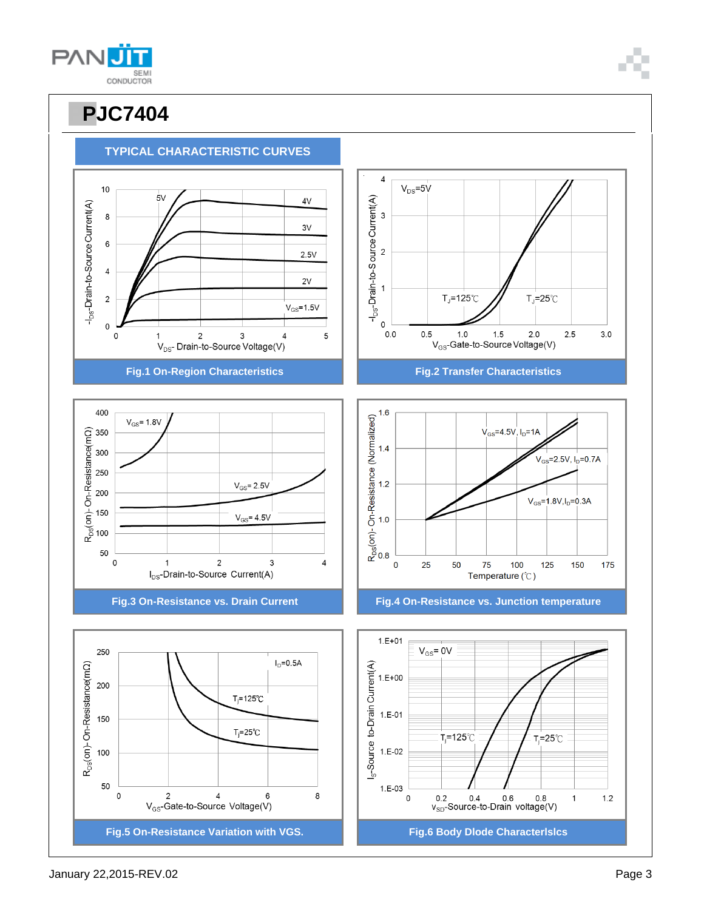# PJC7404

## TYPICAL CHARACTERISTIC CURVES

Fig.1 On-Region Characteristics

Fig.2 Transfer Characteristics

Fig.3 On-Resistance vs. Drain Current

Fig.4 On-Resistance vs. Junction temperature

Fig.5 On-Resistance Variation with VGS.

Fig.6 Body Dlode Characterlslcs

January 22,2015-REV.02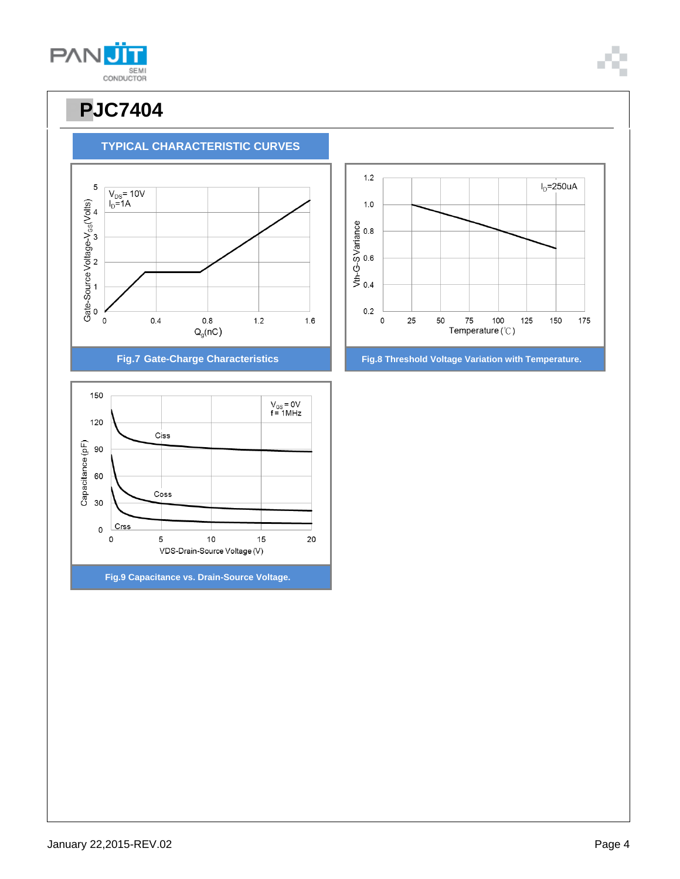# PJC7404

## TYPICAL CHARACTERISTIC CURVES

Fig.7 Gate-Charge Characteristics

Fig.8 Threshold Voltage Variation with Temperature.

Fig.9 Capacitance vs. Drain-Source Voltage.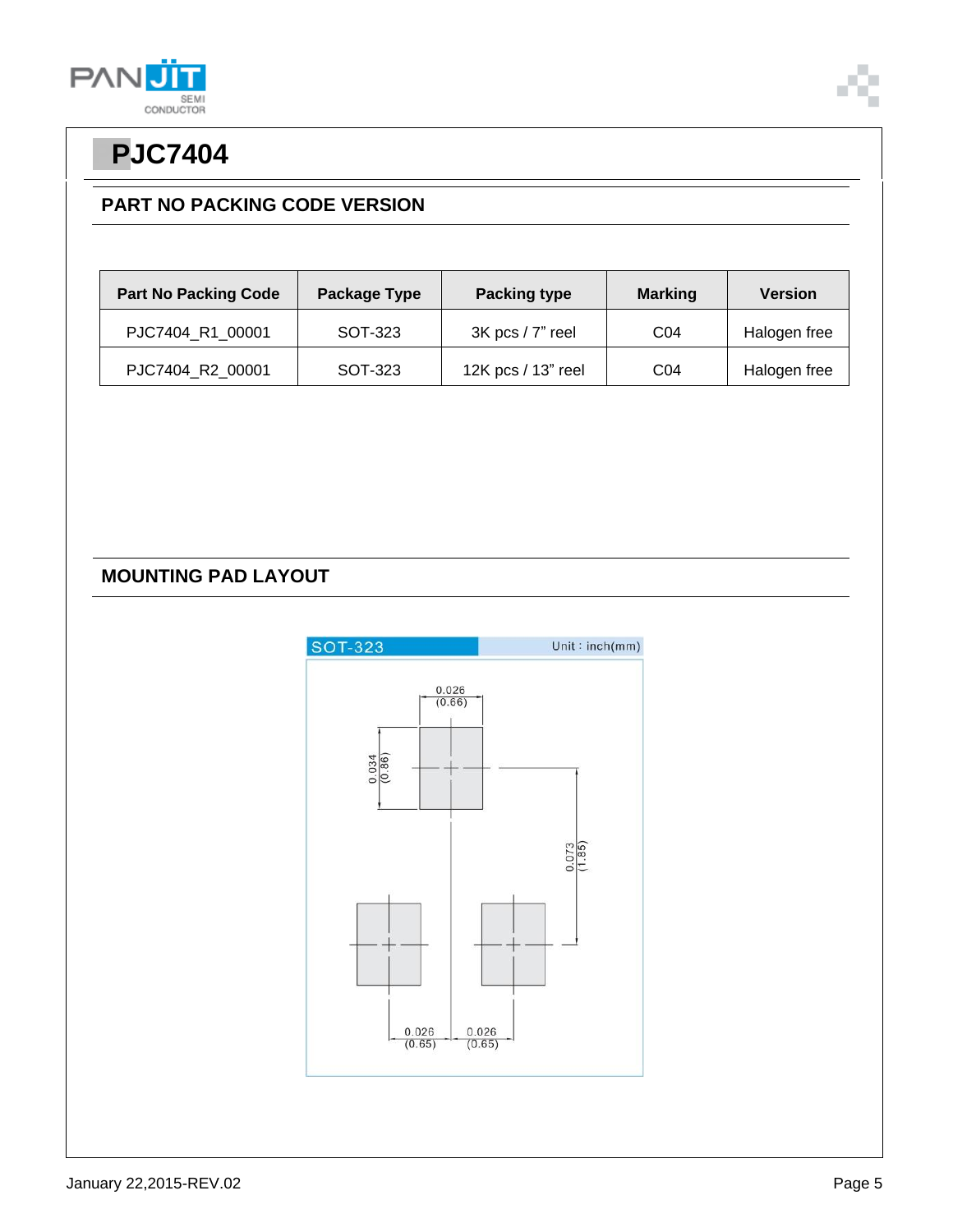# PJC7404

## PART NO PACKING CODE VERSION

| Part No Packing Code | Package Type | Packing type | Marking | Version |
|---|---|---|---|---|
| PJC7404_R1_00001 | SOT-323 | 3K pcs / 7" reel | C04 | Halogen free |
| PJC7404_R2_00001 | SOT-323 | 12K pcs / 13" reel | C04 | Halogen free |

## MOUNTING PAD LAYOUT

SOT-323 Unit : inch(mm)

0.026 (0.66)

0.034 (0.86)

0.073 (1.85)

0.026 (0.65) 0.026 (0.65)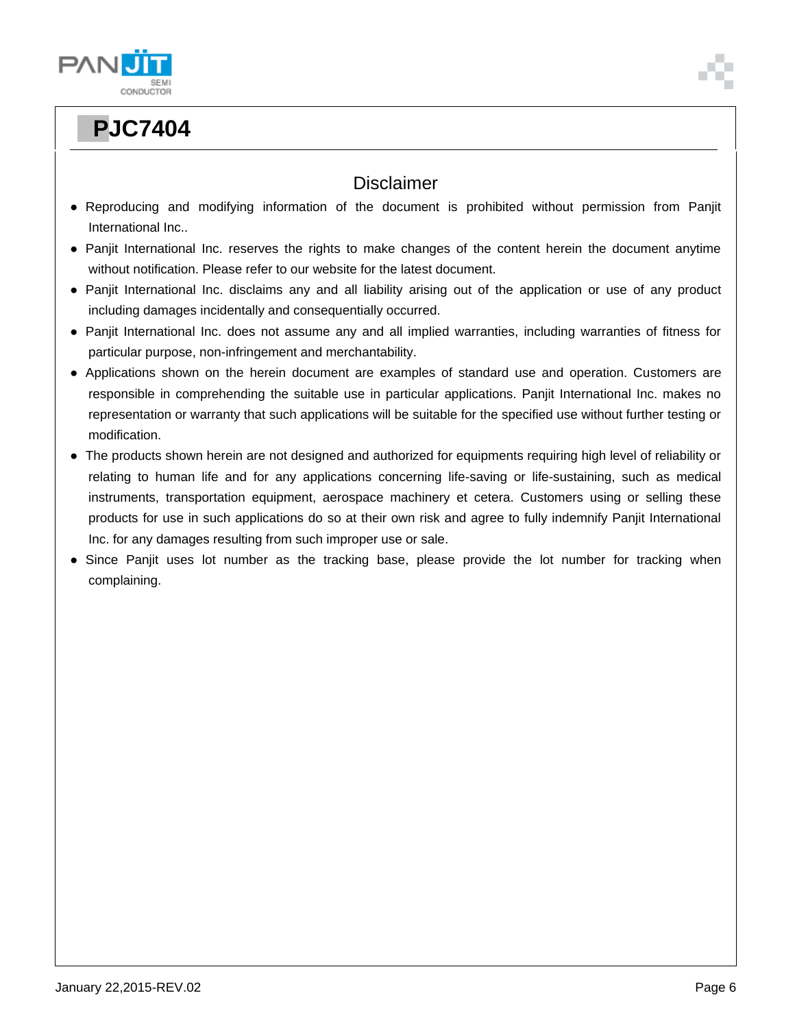# PJC7404

## Disclaimer

- Reproducing and modifying information of the document is prohibited without permission from Panjit International Inc..
- Panjit International Inc. reserves the rights to make changes of the content herein the document anytime without notification. Please refer to our website for the latest document.
- Panjit International Inc. disclaims any and all liability arising out of the application or use of any product including damages incidentally and consequentially occurred.
- Panjit International Inc. does not assume any and all implied warranties, including warranties of fitness for particular purpose, non-infringement and merchantability.
- Applications shown on the herein document are examples of standard use and operation. Customers are responsible in comprehending the suitable use in particular applications. Panjit International Inc. makes no representation or warranty that such applications will be suitable for the specified use without further testing or modification.
- The products shown herein are not designed and authorized for equipments requiring high level of reliability or relating to human life and for any applications concerning life-saving or life-sustaining, such as medical instruments, transportation equipment, aerospace machinery et cetera. Customers using or selling these products for use in such applications do so at their own risk and agree to fully indemnify Panjit International Inc. for any damages resulting from such improper use or sale.
- Since Panjit uses lot number as the tracking base, please provide the lot number for tracking when complaining.

January 22,2015-REV.02